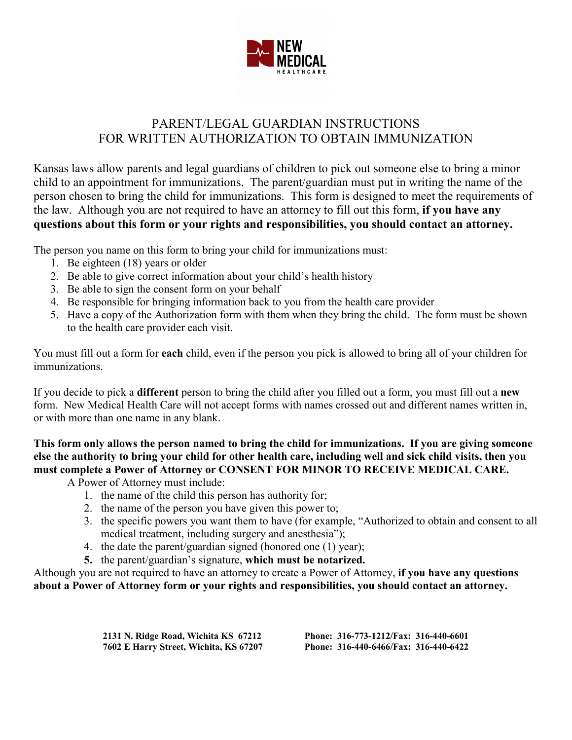NEW MEDICAL HEALTHCARE

# PARENT/LEGAL GUARDIAN INSTRUCTIONS FOR WRITTEN AUTHORIZATION TO OBTAIN IMMUNIZATION

Kansas laws allow parents and legal guardians of children to pick out someone else to bring a minor child to an appointment for immunizations. The parent/guardian must put in writing the name of the person chosen to bring the child for immunizations. This form is designed to meet the requirements of the law. Although you are not required to have an attorney to fill out this form, **if you have any questions about this form or your rights and responsibilities, you should contact an attorney.**

The person you name on this form to bring your child for immunizations must:

1. Be eighteen (18) years or older
2. Be able to give correct information about your child's health history
3. Be able to sign the consent form on your behalf
4. Be responsible for bringing information back to you from the health care provider
5. Have a copy of the Authorization form with them when they bring the child. The form must be shown to the health care provider each visit.

You must fill out a form for **each** child, even if the person you pick is allowed to bring all of your children for immunizations.

If you decide to pick a **different** person to bring the child after you filled out a form, you must fill out a **new** form. New Medical Health Care will not accept forms with names crossed out and different names written in, or with more than one name in any blank.

**This form only allows the person named to bring the child for immunizations. If you are giving someone else the authority to bring your child for other health care, including well and sick child visits, then you must complete a Power of Attorney or CONSENT FOR MINOR TO RECEIVE MEDICAL CARE.**

A Power of Attorney must include:

1. the name of the child this person has authority for;
2. the name of the person you have given this power to;
3. the specific powers you want them to have (for example, "Authorized to obtain and consent to all medical treatment, including surgery and anesthesia");
4. the date the parent/guardian signed (honored one (1) year);
5. the parent/guardian's signature, **which must be notarized.**

Although you are not required to have an attorney to create a Power of Attorney, **if you have any questions about a Power of Attorney form or your rights and responsibilities, you should contact an attorney.**

**2131 N. Ridge Road, Wichita KS 67212** **Phone: 316-773-1212/Fax: 316-440-6601**
**7602 E Harry Street, Wichita, KS 67207** **Phone: 316-440-6466/Fax: 316-440-6422**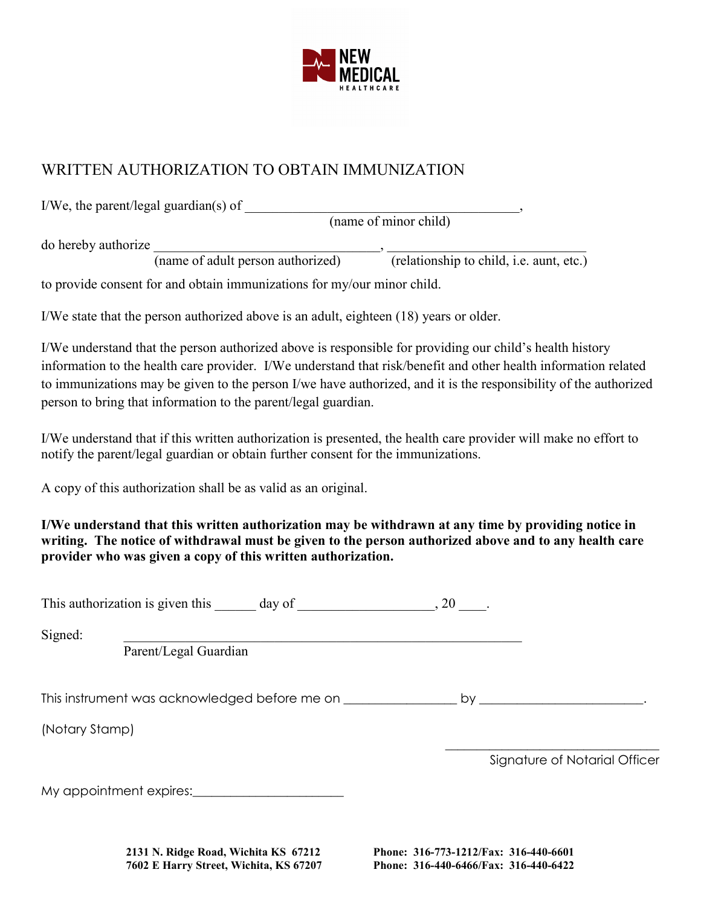NEW MEDICAL
HEALTHCARE

# WRITTEN AUTHORIZATION TO OBTAIN IMMUNIZATION

I/We, the parent/legal guardian(s) of ________________________________________,
(name of minor child)

do hereby authorize ________________________________, ____________________________
(name of adult person authorized) (relationship to child, i.e. aunt, etc.)

to provide consent for and obtain immunizations for my/our minor child.

I/We state that the person authorized above is an adult, eighteen (18) years or older.

I/We understand that the person authorized above is responsible for providing our child's health history information to the health care provider. I/We understand that risk/benefit and other health information related to immunizations may be given to the person I/we have authorized, and it is the responsibility of the authorized person to bring that information to the parent/legal guardian.

I/We understand that if this written authorization is presented, the health care provider will make no effort to notify the parent/legal guardian or obtain further consent for the immunizations.

A copy of this authorization shall be as valid as an original.

**I/We understand that this written authorization may be withdrawn at any time by providing notice in writing. The notice of withdrawal must be given to the person authorized above and to any health care provider who was given a copy of this written authorization.**

This authorization is given this ______ day of ___________________, 20 ____.

Signed: ____________________________________________________________
Parent/Legal Guardian

This instrument was acknowledged before me on ________________ by _______________________.

(Notary Stamp)

_________________________________
Signature of Notarial Officer

My appointment expires:______________________

**2131 N. Ridge Road, Wichita KS 67212** **Phone: 316-773-1212/Fax: 316-440-6601**
**7602 E Harry Street, Wichita, KS 67207** **Phone: 316-440-6466/Fax: 316-440-6422**